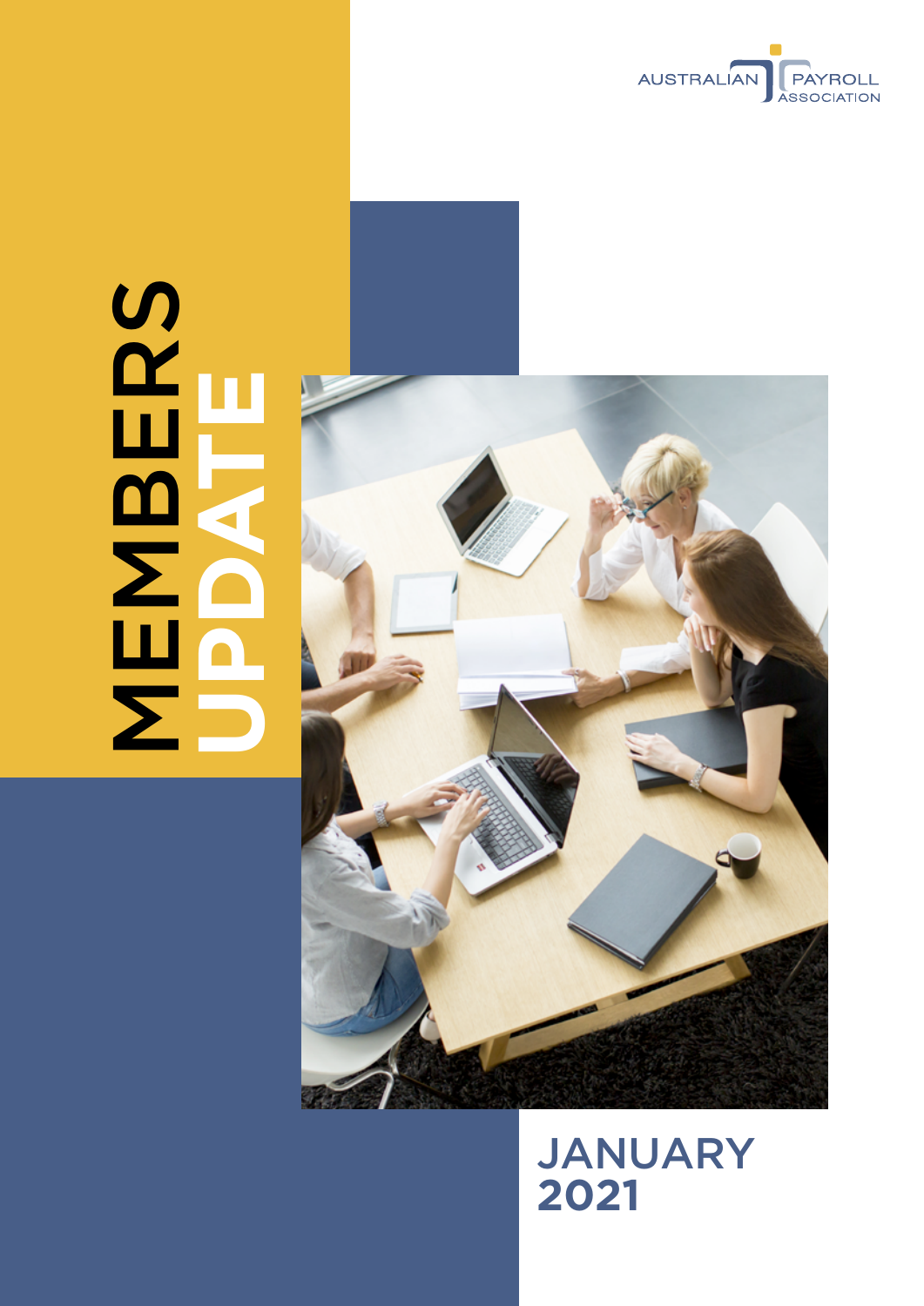AUSTRALIAN PAYROLL ASSOCIATION

# MEMBERS UPDATE

## JANUARY 2021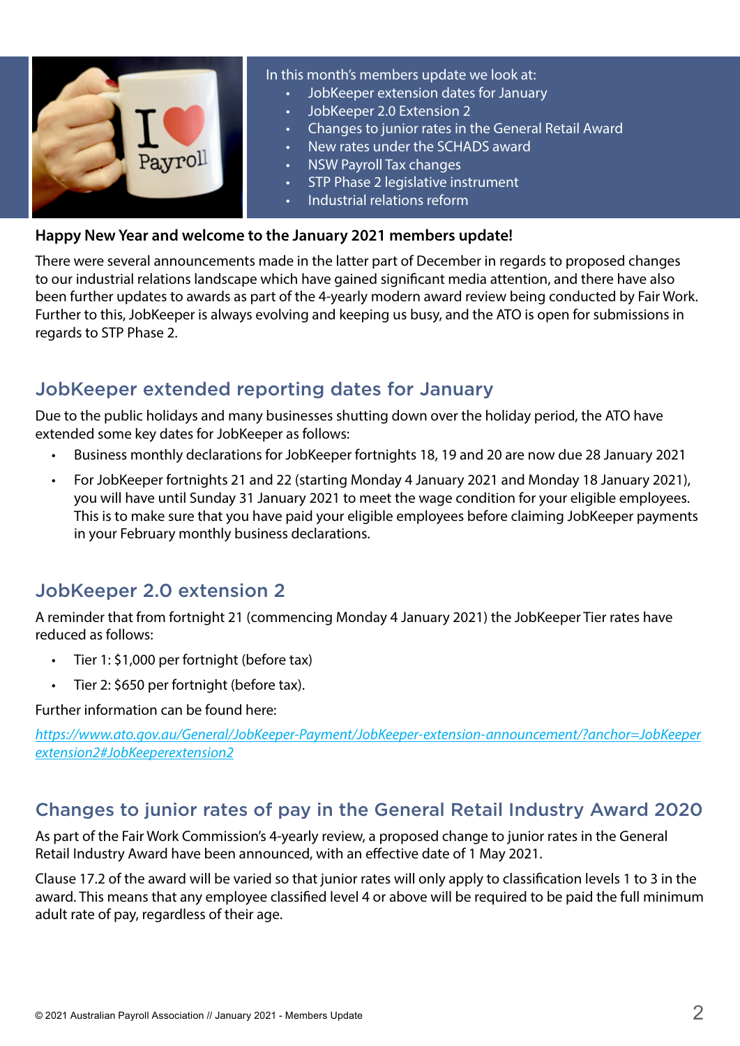In this month's members update we look at:

- JobKeeper extension dates for January
- JobKeeper 2.0 Extension 2
- Changes to junior rates in the General Retail Award
- New rates under the SCHADS award
- NSW Payroll Tax changes
- STP Phase 2 legislative instrument
- Industrial relations reform

**Happy New Year and welcome to the January 2021 members update!**

There were several announcements made in the latter part of December in regards to proposed changes to our industrial relations landscape which have gained significant media attention, and there have also been further updates to awards as part of the 4-yearly modern award review being conducted by Fair Work. Further to this, JobKeeper is always evolving and keeping us busy, and the ATO is open for submissions in regards to STP Phase 2.

## JobKeeper extended reporting dates for January

Due to the public holidays and many businesses shutting down over the holiday period, the ATO have extended some key dates for JobKeeper as follows:

- Business monthly declarations for JobKeeper fortnights 18, 19 and 20 are now due 28 January 2021
- For JobKeeper fortnights 21 and 22 (starting Monday 4 January 2021 and Monday 18 January 2021), you will have until Sunday 31 January 2021 to meet the wage condition for your eligible employees. This is to make sure that you have paid your eligible employees before claiming JobKeeper payments in your February monthly business declarations.

## JobKeeper 2.0 extension 2

A reminder that from fortnight 21 (commencing Monday 4 January 2021) the JobKeeper Tier rates have reduced as follows:

- Tier 1: $1,000 per fortnight (before tax)
- Tier 2: $650 per fortnight (before tax).

Further information can be found here:

*https://www.ato.gov.au/General/JobKeeper-Payment/JobKeeper-extension-announcement/?anchor=JobKeeperextension2#JobKeeperextension2*

## Changes to junior rates of pay in the General Retail Industry Award 2020

As part of the Fair Work Commission's 4-yearly review, a proposed change to junior rates in the General Retail Industry Award have been announced, with an effective date of 1 May 2021.

Clause 17.2 of the award will be varied so that junior rates will only apply to classification levels 1 to 3 in the award. This means that any employee classified level 4 or above will be required to be paid the full minimum adult rate of pay, regardless of their age.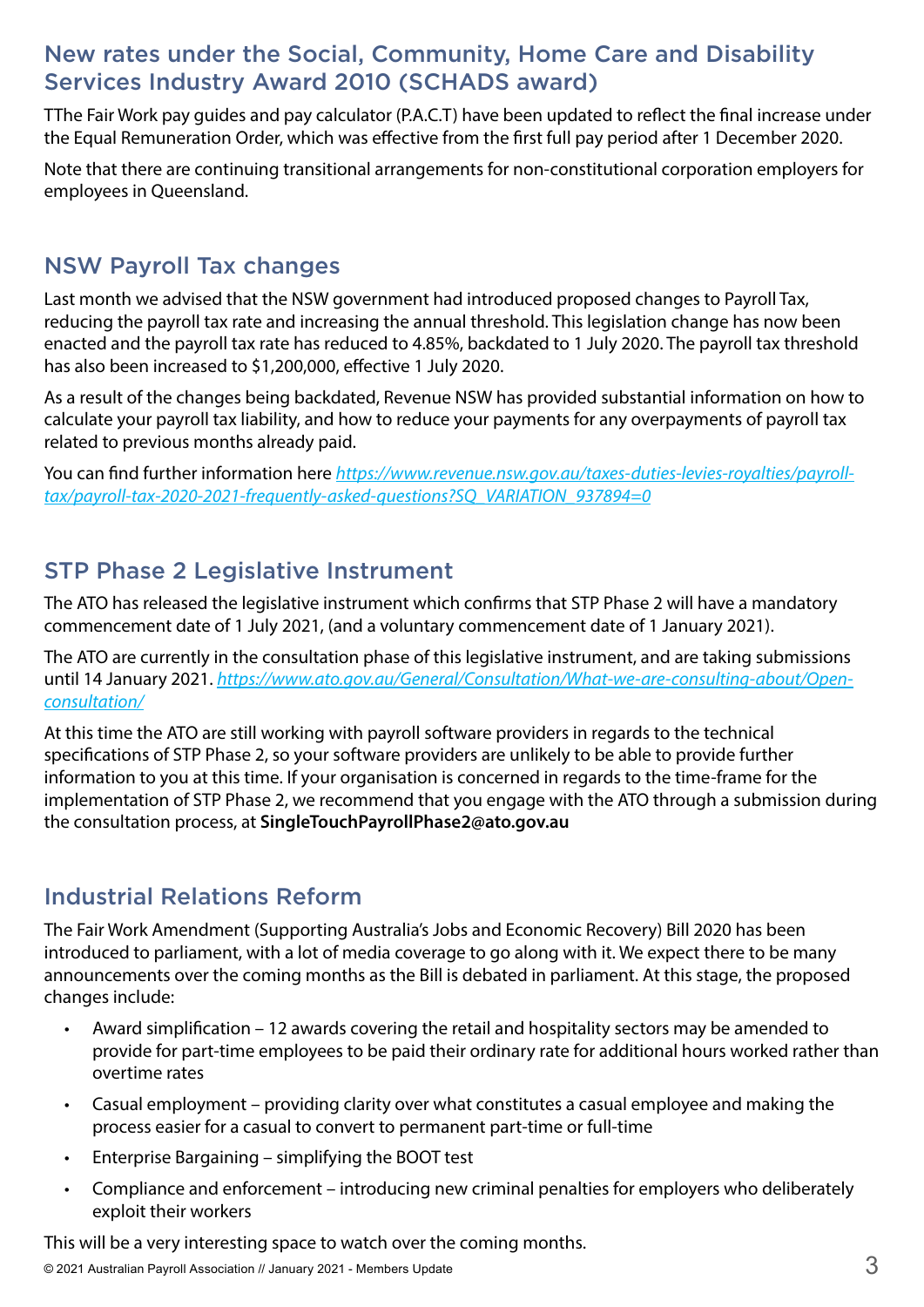## New rates under the Social, Community, Home Care and Disability Services Industry Award 2010 (SCHADS award)

TThe Fair Work pay guides and pay calculator (P.A.C.T) have been updated to reflect the final increase under the Equal Remuneration Order, which was effective from the first full pay period after 1 December 2020.

Note that there are continuing transitional arrangements for non-constitutional corporation employers for employees in Queensland.

## NSW Payroll Tax changes

Last month we advised that the NSW government had introduced proposed changes to Payroll Tax, reducing the payroll tax rate and increasing the annual threshold. This legislation change has now been enacted and the payroll tax rate has reduced to 4.85%, backdated to 1 July 2020. The payroll tax threshold has also been increased to $1,200,000, effective 1 July 2020.

As a result of the changes being backdated, Revenue NSW has provided substantial information on how to calculate your payroll tax liability, and how to reduce your payments for any overpayments of payroll tax related to previous months already paid.

You can find further information here *https://www.revenue.nsw.gov.au/taxes-duties-levies-royalties/payroll-tax/payroll-tax-2020-2021-frequently-asked-questions?SQ_VARIATION_937894=0*

## STP Phase 2 Legislative Instrument

The ATO has released the legislative instrument which confirms that STP Phase 2 will have a mandatory commencement date of 1 July 2021, (and a voluntary commencement date of 1 January 2021).

The ATO are currently in the consultation phase of this legislative instrument, and are taking submissions until 14 January 2021. *https://www.ato.gov.au/General/Consultation/What-we-are-consulting-about/Open-consultation/*

At this time the ATO are still working with payroll software providers in regards to the technical specifications of STP Phase 2, so your software providers are unlikely to be able to provide further information to you at this time. If your organisation is concerned in regards to the time-frame for the implementation of STP Phase 2, we recommend that you engage with the ATO through a submission during the consultation process, at **SingleTouchPayrollPhase2@ato.gov.au**

## Industrial Relations Reform

The Fair Work Amendment (Supporting Australia's Jobs and Economic Recovery) Bill 2020 has been introduced to parliament, with a lot of media coverage to go along with it. We expect there to be many announcements over the coming months as the Bill is debated in parliament. At this stage, the proposed changes include:

- Award simplification – 12 awards covering the retail and hospitality sectors may be amended to provide for part-time employees to be paid their ordinary rate for additional hours worked rather than overtime rates
- Casual employment – providing clarity over what constitutes a casual employee and making the process easier for a casual to convert to permanent part-time or full-time
- Enterprise Bargaining – simplifying the BOOT test
- Compliance and enforcement – introducing new criminal penalties for employers who deliberately exploit their workers

This will be a very interesting space to watch over the coming months.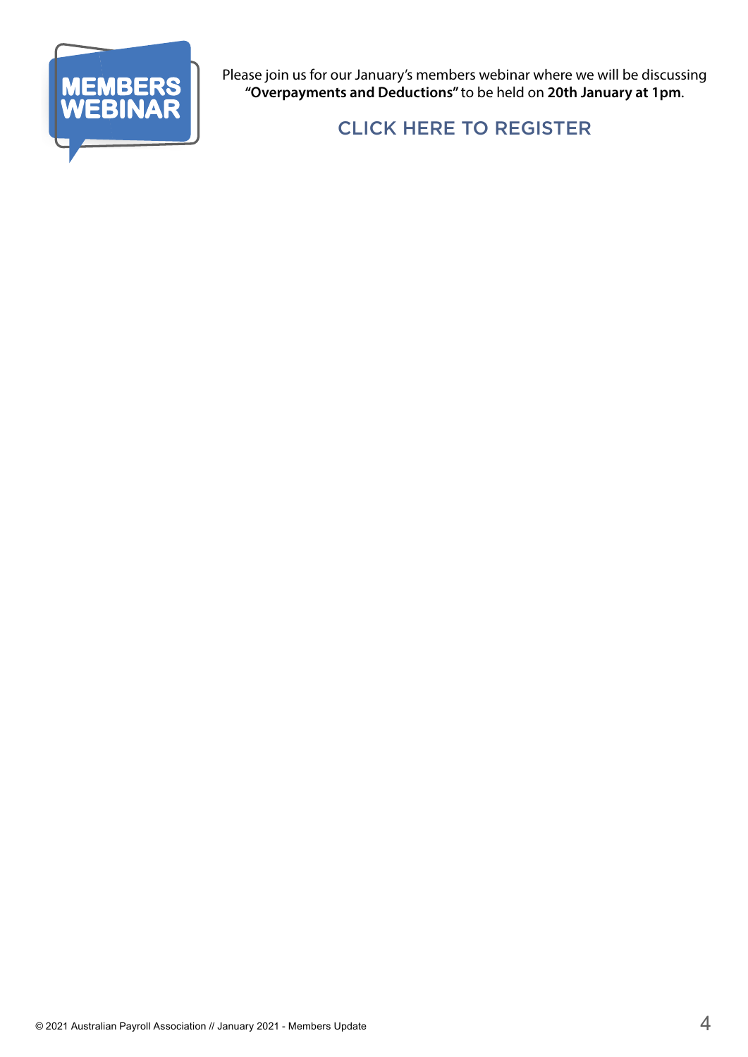**MEMBERS WEBINAR**

Please join us for our January's members webinar where we will be discussing **"Overpayments and Deductions"** to be held on **20th January at 1pm**.

CLICK HERE TO REGISTER